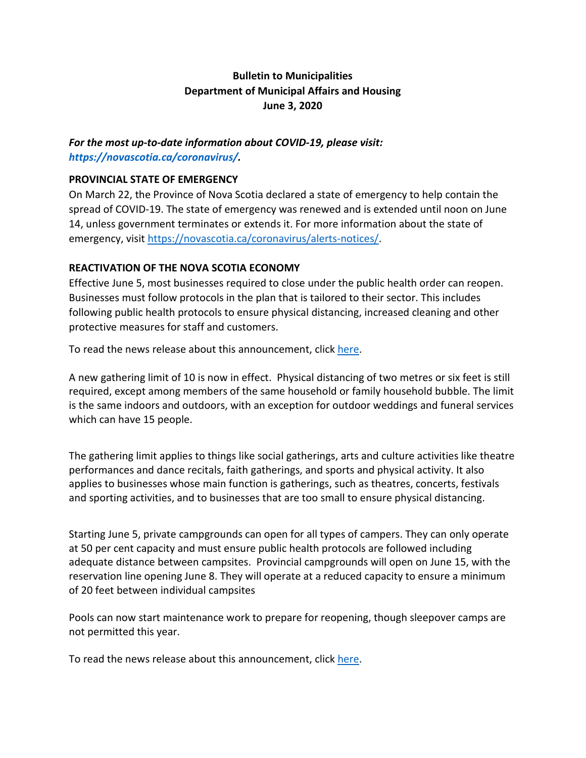**Bulletin to Municipalities**
**Department of Municipal Affairs and Housing**
**June 3, 2020**

***For the most up-to-date information about COVID-19, please visit: https://novascotia.ca/coronavirus/.***

## PROVINCIAL STATE OF EMERGENCY

On March 22, the Province of Nova Scotia declared a state of emergency to help contain the spread of COVID-19. The state of emergency was renewed and is extended until noon on June 14, unless government terminates or extends it. For more information about the state of emergency, visit https://novascotia.ca/coronavirus/alerts-notices/.

## REACTIVATION OF THE NOVA SCOTIA ECONOMY

Effective June 5, most businesses required to close under the public health order can reopen. Businesses must follow protocols in the plan that is tailored to their sector. This includes following public health protocols to ensure physical distancing, increased cleaning and other protective measures for staff and customers.

To read the news release about this announcement, click here.

A new gathering limit of 10 is now in effect. Physical distancing of two metres or six feet is still required, except among members of the same household or family household bubble. The limit is the same indoors and outdoors, with an exception for outdoor weddings and funeral services which can have 15 people.

The gathering limit applies to things like social gatherings, arts and culture activities like theatre performances and dance recitals, faith gatherings, and sports and physical activity. It also applies to businesses whose main function is gatherings, such as theatres, concerts, festivals and sporting activities, and to businesses that are too small to ensure physical distancing.

Starting June 5, private campgrounds can open for all types of campers. They can only operate at 50 per cent capacity and must ensure public health protocols are followed including adequate distance between campsites. Provincial campgrounds will open on June 15, with the reservation line opening June 8. They will operate at a reduced capacity to ensure a minimum of 20 feet between individual campsites

Pools can now start maintenance work to prepare for reopening, though sleepover camps are not permitted this year.

To read the news release about this announcement, click here.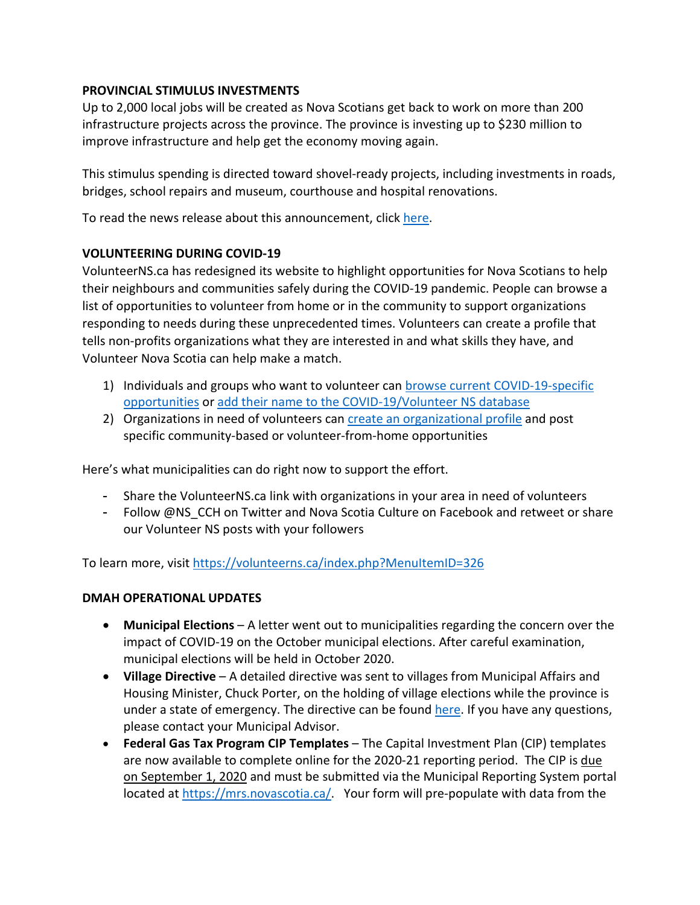**PROVINCIAL STIMULUS INVESTMENTS**

Up to 2,000 local jobs will be created as Nova Scotians get back to work on more than 200 infrastructure projects across the province. The province is investing up to $230 million to improve infrastructure and help get the economy moving again.

This stimulus spending is directed toward shovel-ready projects, including investments in roads, bridges, school repairs and museum, courthouse and hospital renovations.

To read the news release about this announcement, click here.

**VOLUNTEERING DURING COVID-19**

VolunteerNS.ca has redesigned its website to highlight opportunities for Nova Scotians to help their neighbours and communities safely during the COVID-19 pandemic. People can browse a list of opportunities to volunteer from home or in the community to support organizations responding to needs during these unprecedented times. Volunteers can create a profile that tells non-profits organizations what they are interested in and what skills they have, and Volunteer Nova Scotia can help make a match.

1) Individuals and groups who want to volunteer can browse current COVID-19-specific opportunities or add their name to the COVID-19/Volunteer NS database
2) Organizations in need of volunteers can create an organizational profile and post specific community-based or volunteer-from-home opportunities

Here's what municipalities can do right now to support the effort.

- Share the VolunteerNS.ca link with organizations in your area in need of volunteers
- Follow @NS_CCH on Twitter and Nova Scotia Culture on Facebook and retweet or share our Volunteer NS posts with your followers

To learn more, visit https://volunteerns.ca/index.php?MenuItemID=326

**DMAH OPERATIONAL UPDATES**

- **Municipal Elections** – A letter went out to municipalities regarding the concern over the impact of COVID-19 on the October municipal elections. After careful examination, municipal elections will be held in October 2020.
- **Village Directive** – A detailed directive was sent to villages from Municipal Affairs and Housing Minister, Chuck Porter, on the holding of village elections while the province is under a state of emergency. The directive can be found here. If you have any questions, please contact your Municipal Advisor.
- **Federal Gas Tax Program CIP Templates** – The Capital Investment Plan (CIP) templates are now available to complete online for the 2020-21 reporting period. The CIP is due on September 1, 2020 and must be submitted via the Municipal Reporting System portal located at https://mrs.novascotia.ca/. Your form will pre-populate with data from the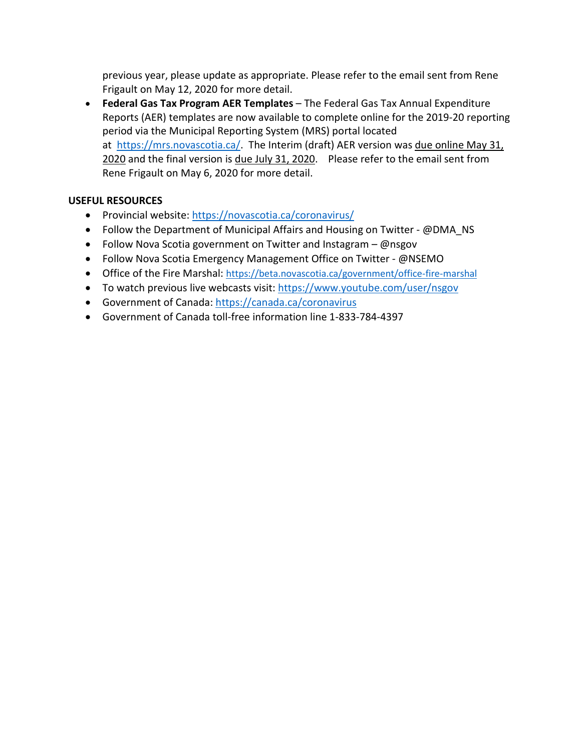previous year, please update as appropriate. Please refer to the email sent from Rene Frigault on May 12, 2020 for more detail.

- **Federal Gas Tax Program AER Templates** – The Federal Gas Tax Annual Expenditure Reports (AER) templates are now available to complete online for the 2019-20 reporting period via the Municipal Reporting System (MRS) portal located at https://mrs.novascotia.ca/. The Interim (draft) AER version was due online May 31, 2020 and the final version is due July 31, 2020. Please refer to the email sent from Rene Frigault on May 6, 2020 for more detail.

**USEFUL RESOURCES**

- Provincial website: https://novascotia.ca/coronavirus/
- Follow the Department of Municipal Affairs and Housing on Twitter - @DMA_NS
- Follow Nova Scotia government on Twitter and Instagram – @nsgov
- Follow Nova Scotia Emergency Management Office on Twitter - @NSEMO
- Office of the Fire Marshal: https://beta.novascotia.ca/government/office-fire-marshal
- To watch previous live webcasts visit: https://www.youtube.com/user/nsgov
- Government of Canada: https://canada.ca/coronavirus
- Government of Canada toll-free information line 1-833-784-4397